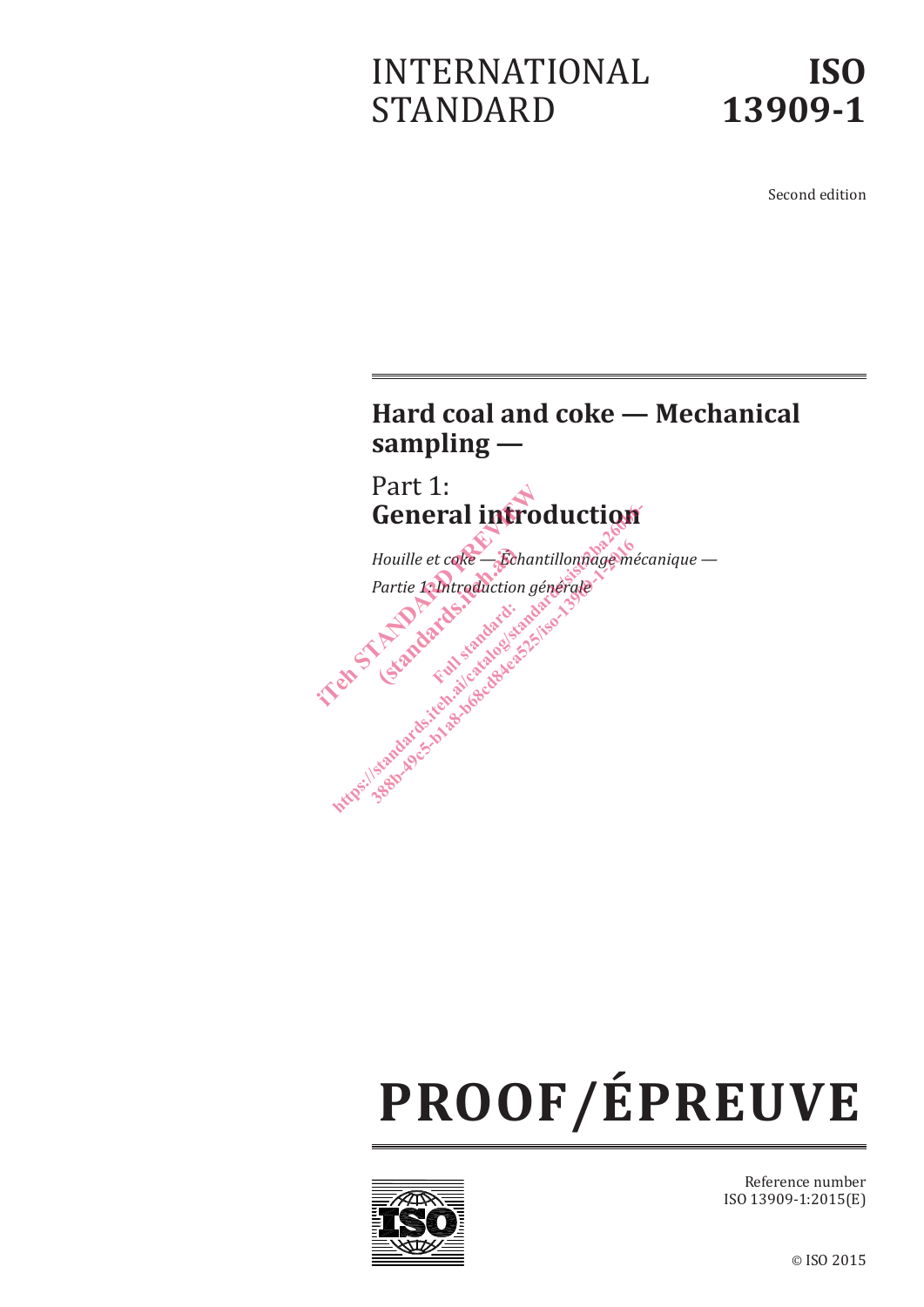# INTERNATIONAL STANDARD

# ISO 13909-1

Second edition

## Hard coal and coke — Mechanical sampling —

## Part 1: General introduction

*Houille et coke — Échantillonnage mécanique —*

*Partie 1: Introduction générale*

# PROOF/ÉPREUVE

Reference number
ISO 13909-1:2015(E)

© ISO 2015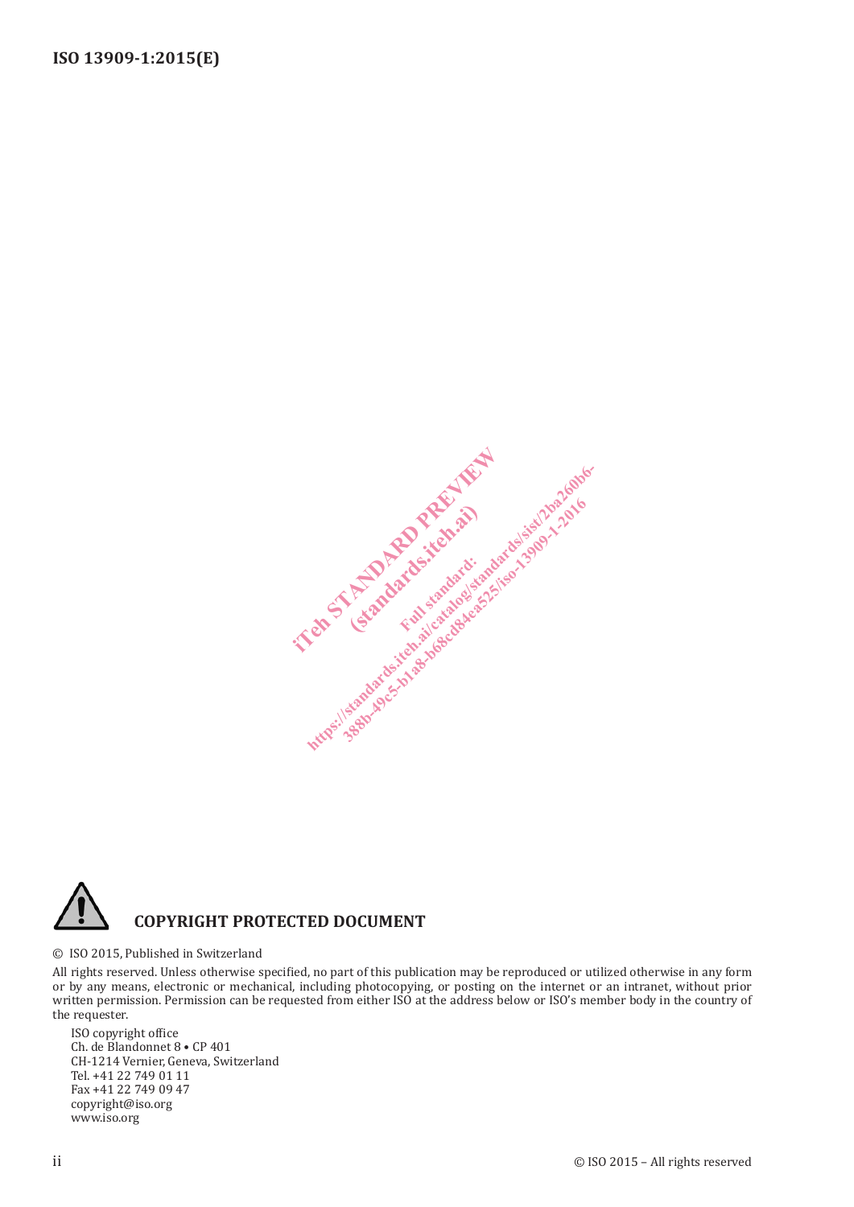**COPYRIGHT PROTECTED DOCUMENT**

© ISO 2015, Published in Switzerland

All rights reserved. Unless otherwise specified, no part of this publication may be reproduced or utilized otherwise in any form or by any means, electronic or mechanical, including photocopying, or posting on the internet or an intranet, without prior written permission. Permission can be requested from either ISO at the address below or ISO's member body in the country of the requester.

ISO copyright office
Ch. de Blandonnet 8 • CP 401
CH-1214 Vernier, Geneva, Switzerland
Tel. +41 22 749 01 11
Fax +41 22 749 09 47
copyright@iso.org
www.iso.org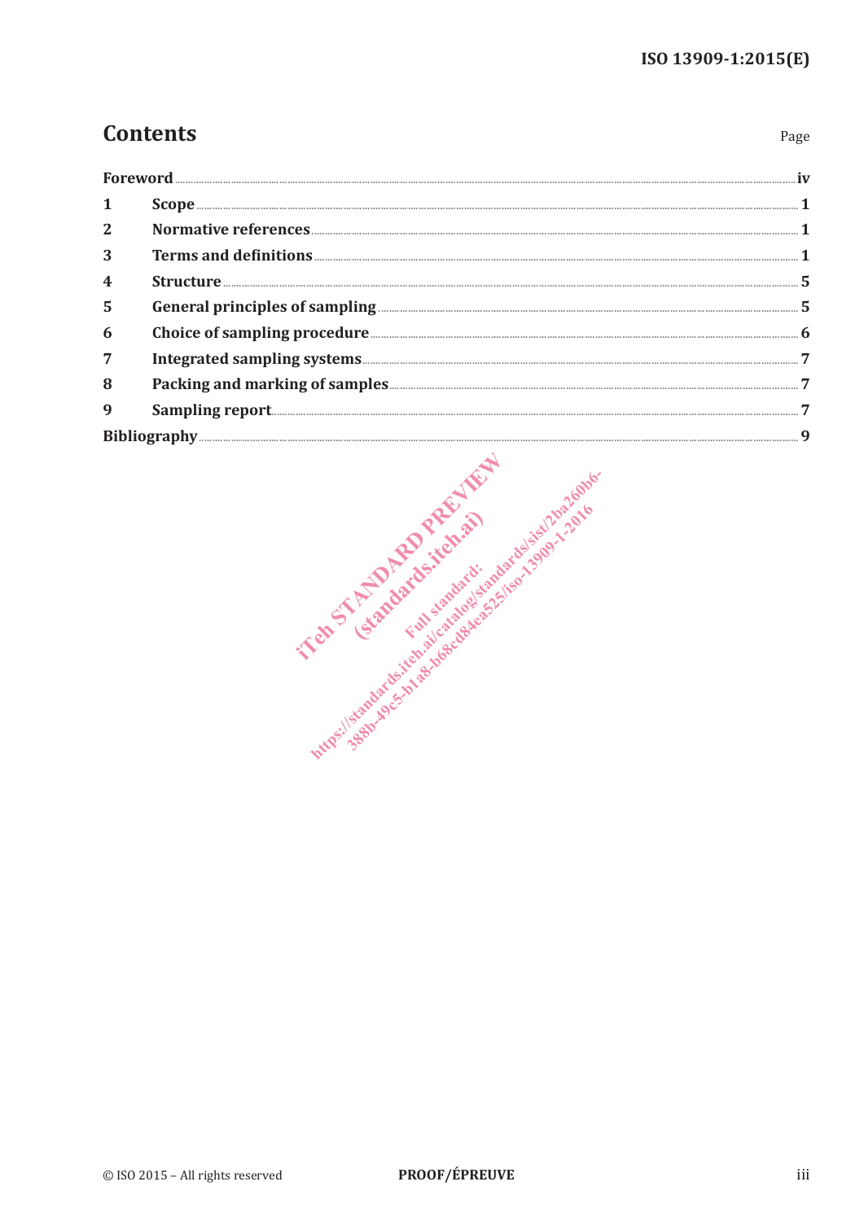# Contents

| | | Page |
|---|---|---|
| **Foreword** | | **iv** |
| **1** | **Scope** | **1** |
| **2** | **Normative references** | **1** |
| **3** | **Terms and definitions** | **1** |
| **4** | **Structure** | **5** |
| **5** | **General principles of sampling** | **5** |
| **6** | **Choice of sampling procedure** | **6** |
| **7** | **Integrated sampling systems** | **7** |
| **8** | **Packing and marking of samples** | **7** |
| **9** | **Sampling report** | **7** |
| **Bibliography** | | **9** |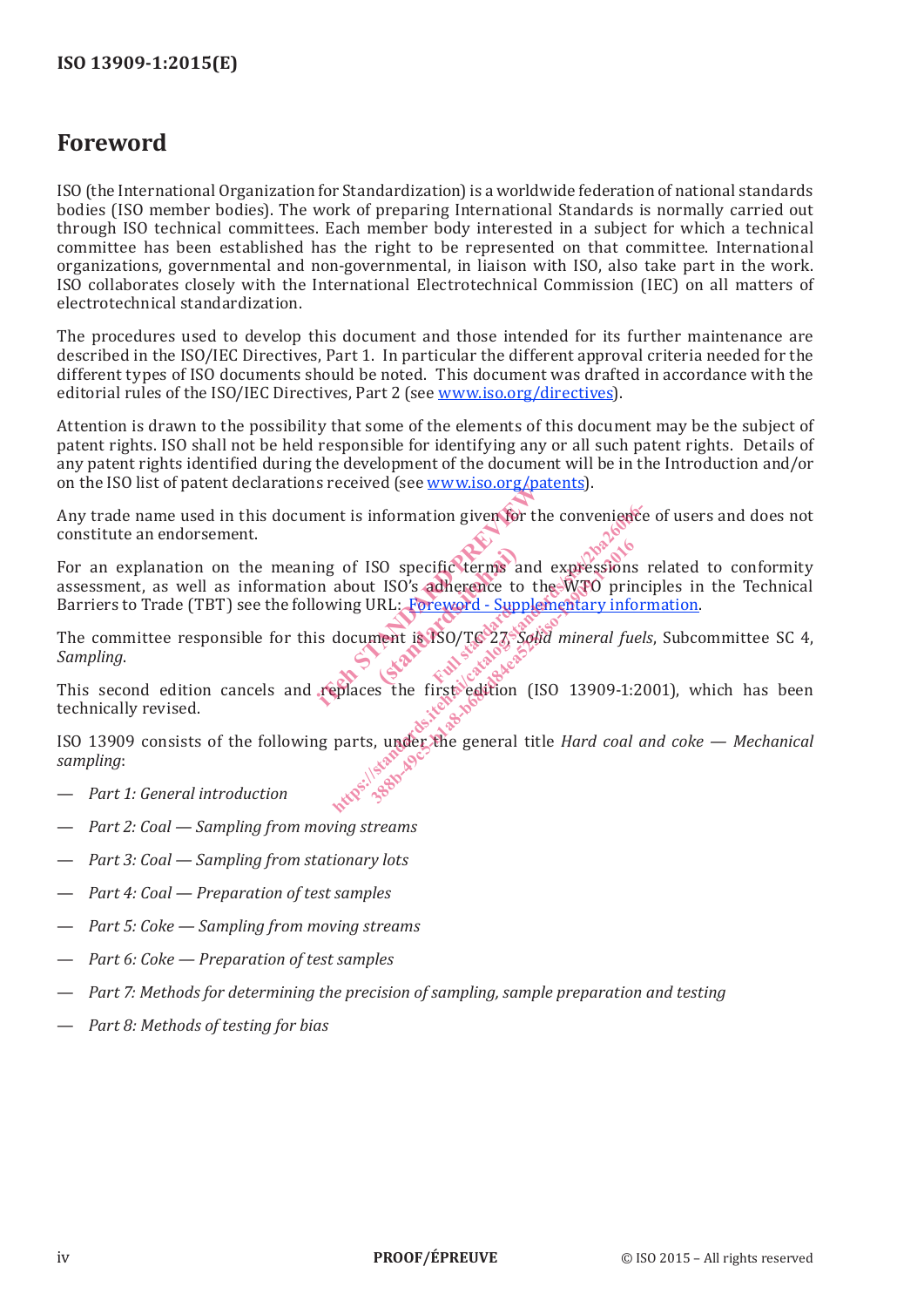# Foreword

ISO (the International Organization for Standardization) is a worldwide federation of national standards bodies (ISO member bodies). The work of preparing International Standards is normally carried out through ISO technical committees. Each member body interested in a subject for which a technical committee has been established has the right to be represented on that committee. International organizations, governmental and non-governmental, in liaison with ISO, also take part in the work. ISO collaborates closely with the International Electrotechnical Commission (IEC) on all matters of electrotechnical standardization.

The procedures used to develop this document and those intended for its further maintenance are described in the ISO/IEC Directives, Part 1. In particular the different approval criteria needed for the different types of ISO documents should be noted. This document was drafted in accordance with the editorial rules of the ISO/IEC Directives, Part 2 (see www.iso.org/directives).

Attention is drawn to the possibility that some of the elements of this document may be the subject of patent rights. ISO shall not be held responsible for identifying any or all such patent rights. Details of any patent rights identified during the development of the document will be in the Introduction and/or on the ISO list of patent declarations received (see www.iso.org/patents).

Any trade name used in this document is information given for the convenience of users and does not constitute an endorsement.

For an explanation on the meaning of ISO specific terms and expressions related to conformity assessment, as well as information about ISO's adherence to the WTO principles in the Technical Barriers to Trade (TBT) see the following URL: Foreword - Supplementary information.

The committee responsible for this document is ISO/TC 27, *Solid mineral fuels*, Subcommittee SC 4, *Sampling*.

This second edition cancels and replaces the first edition (ISO 13909-1:2001), which has been technically revised.

ISO 13909 consists of the following parts, under the general title *Hard coal and coke — Mechanical sampling*:

- *Part 1: General introduction*
- *Part 2: Coal — Sampling from moving streams*
- *Part 3: Coal — Sampling from stationary lots*
- *Part 4: Coal — Preparation of test samples*
- *Part 5: Coke — Sampling from moving streams*
- *Part 6: Coke — Preparation of test samples*
- *Part 7: Methods for determining the precision of sampling, sample preparation and testing*
- *Part 8: Methods of testing for bias*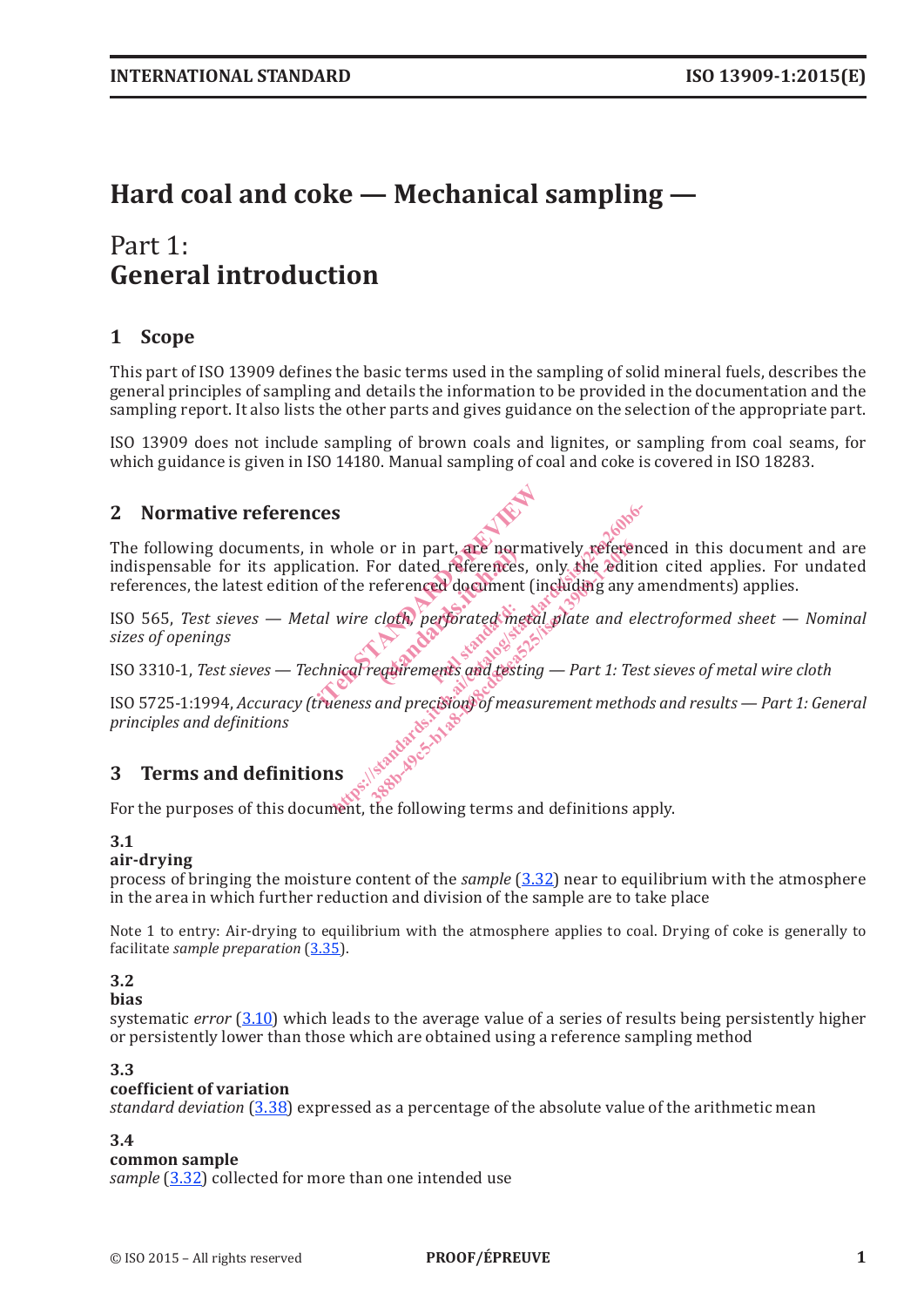# Hard coal and coke — Mechanical sampling —

## Part 1: General introduction

## 1 Scope

This part of ISO 13909 defines the basic terms used in the sampling of solid mineral fuels, describes the general principles of sampling and details the information to be provided in the documentation and the sampling report. It also lists the other parts and gives guidance on the selection of the appropriate part.

ISO 13909 does not include sampling of brown coals and lignites, or sampling from coal seams, for which guidance is given in ISO 14180. Manual sampling of coal and coke is covered in ISO 18283.

## 2 Normative references

The following documents, in whole or in part, are normatively referenced in this document and are indispensable for its application. For dated references, only the edition cited applies. For undated references, the latest edition of the referenced document (including any amendments) applies.

ISO 565, *Test sieves — Metal wire cloth, perforated metal plate and electroformed sheet — Nominal sizes of openings*

ISO 3310-1, *Test sieves — Technical requirements and testing — Part 1: Test sieves of metal wire cloth*

ISO 5725-1:1994, *Accuracy (trueness and precision) of measurement methods and results — Part 1: General principles and definitions*

## 3 Terms and definitions

For the purposes of this document, the following terms and definitions apply.

**3.1**
**air-drying**
process of bringing the moisture content of the *sample* (3.32) near to equilibrium with the atmosphere in the area in which further reduction and division of the sample are to take place

Note 1 to entry: Air-drying to equilibrium with the atmosphere applies to coal. Drying of coke is generally to facilitate *sample preparation* (3.35).

**3.2**
**bias**
systematic *error* (3.10) which leads to the average value of a series of results being persistently higher or persistently lower than those which are obtained using a reference sampling method

**3.3**
**coefficient of variation**
*standard deviation* (3.38) expressed as a percentage of the absolute value of the arithmetic mean

**3.4**
**common sample**
*sample* (3.32) collected for more than one intended use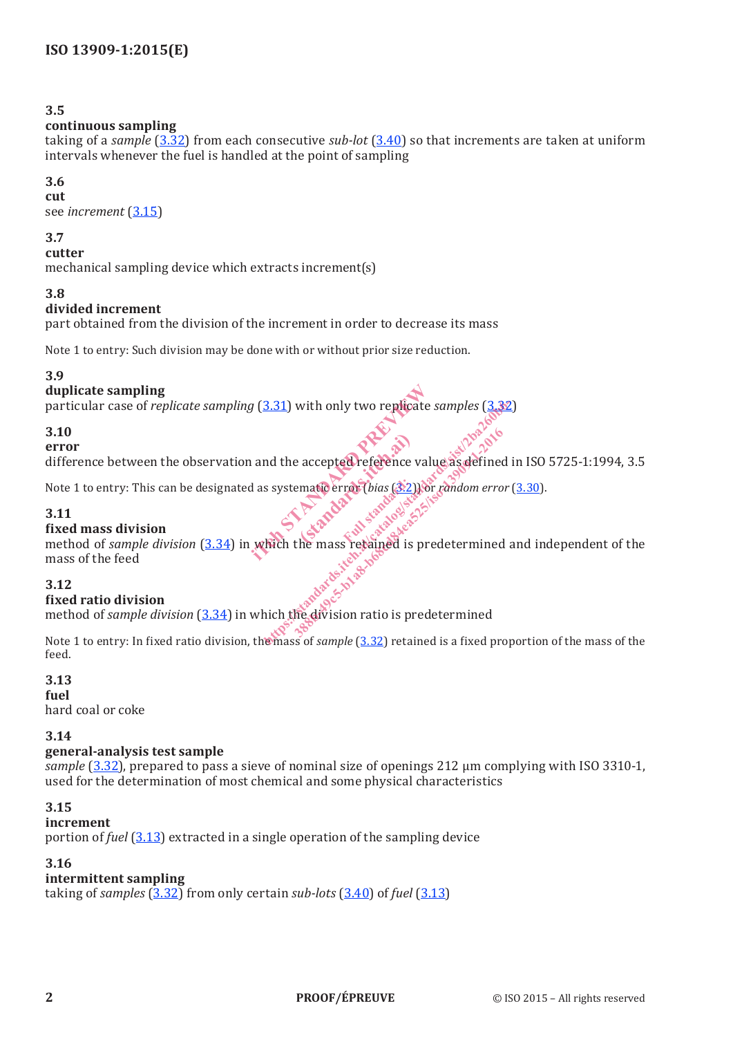**3.5**
**continuous sampling**
taking of a *sample* (3.32) from each consecutive *sub-lot* (3.40) so that increments are taken at uniform intervals whenever the fuel is handled at the point of sampling

**3.6**
**cut**
see *increment* (3.15)

**3.7**
**cutter**
mechanical sampling device which extracts increment(s)

**3.8**
**divided increment**
part obtained from the division of the increment in order to decrease its mass

Note 1 to entry: Such division may be done with or without prior size reduction.

**3.9**
**duplicate sampling**
particular case of *replicate sampling* (3.31) with only two replicate *samples* (3.32)

**3.10**
**error**
difference between the observation and the accepted reference value as defined in ISO 5725-1:1994, 3.5

Note 1 to entry: This can be designated as systematic error (*bias* (3.2)) or *random error* (3.30).

**3.11**
**fixed mass division**
method of *sample division* (3.34) in which the mass retained is predetermined and independent of the mass of the feed

**3.12**
**fixed ratio division**
method of *sample division* (3.34) in which the division ratio is predetermined

Note 1 to entry: In fixed ratio division, the mass of *sample* (3.32) retained is a fixed proportion of the mass of the feed.

**3.13**
**fuel**
hard coal or coke

**3.14**
**general-analysis test sample**
*sample* (3.32), prepared to pass a sieve of nominal size of openings 212 µm complying with ISO 3310-1, used for the determination of most chemical and some physical characteristics

**3.15**
**increment**
portion of *fuel* (3.13) extracted in a single operation of the sampling device

**3.16**
**intermittent sampling**
taking of *samples* (3.32) from only certain *sub-lots* (3.40) of *fuel* (3.13)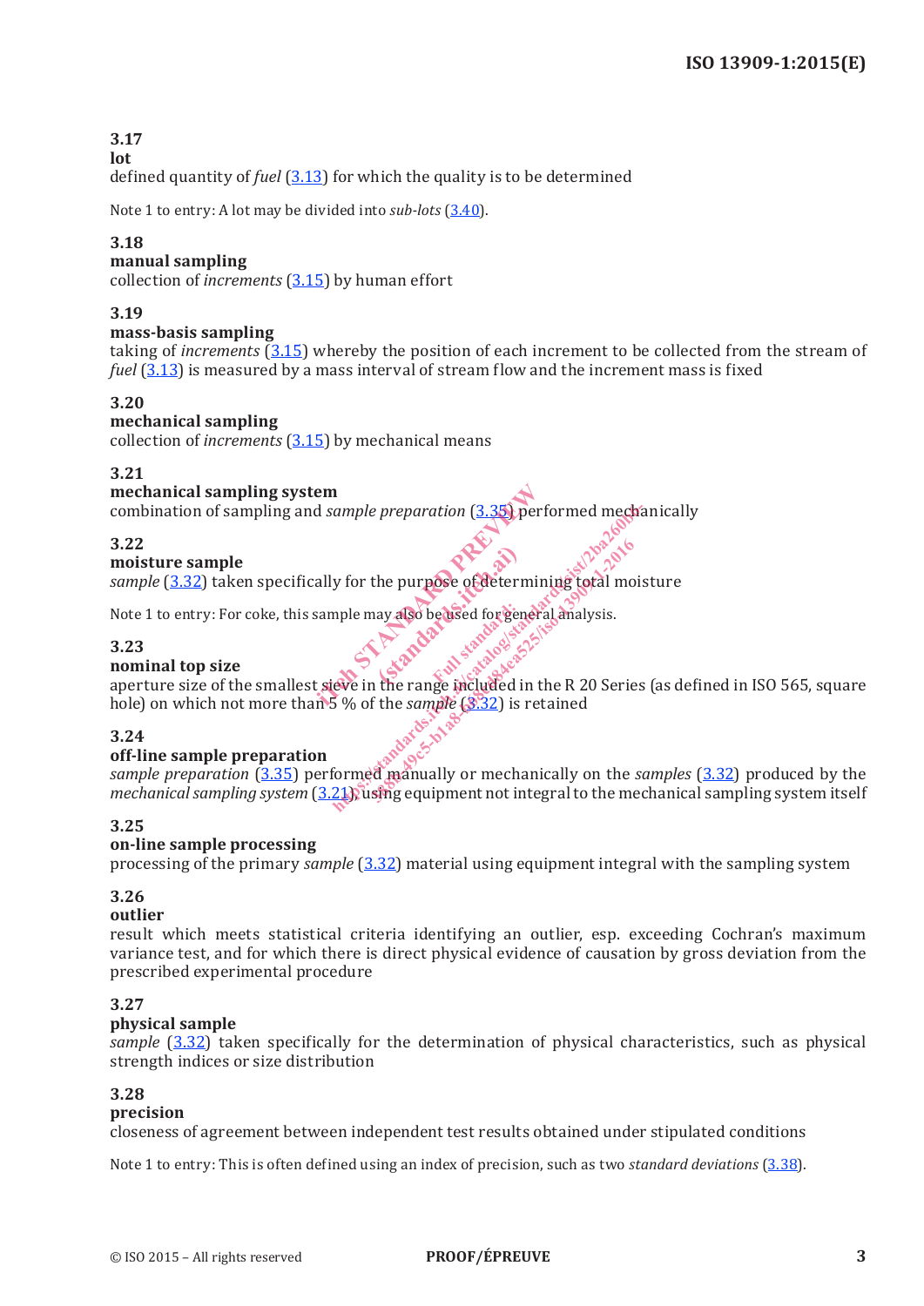**3.17**
**lot**
defined quantity of *fuel* (3.13) for which the quality is to be determined

Note 1 to entry: A lot may be divided into *sub-lots* (3.40).

**3.18**
**manual sampling**
collection of *increments* (3.15) by human effort

**3.19**
**mass-basis sampling**
taking of *increments* (3.15) whereby the position of each increment to be collected from the stream of *fuel* (3.13) is measured by a mass interval of stream flow and the increment mass is fixed

**3.20**
**mechanical sampling**
collection of *increments* (3.15) by mechanical means

**3.21**
**mechanical sampling system**
combination of sampling and *sample preparation* (3.35) performed mechanically

**3.22**
**moisture sample**
*sample* (3.32) taken specifically for the purpose of determining total moisture

Note 1 to entry: For coke, this sample may also be used for general analysis.

**3.23**
**nominal top size**
aperture size of the smallest sieve in the range included in the R 20 Series (as defined in ISO 565, square hole) on which not more than 5 % of the *sample* (3.32) is retained

**3.24**
**off-line sample preparation**
*sample preparation* (3.35) performed manually or mechanically on the *samples* (3.32) produced by the *mechanical sampling system* (3.21), using equipment not integral to the mechanical sampling system itself

**3.25**
**on-line sample processing**
processing of the primary *sample* (3.32) material using equipment integral with the sampling system

**3.26**
**outlier**
result which meets statistical criteria identifying an outlier, esp. exceeding Cochran's maximum variance test, and for which there is direct physical evidence of causation by gross deviation from the prescribed experimental procedure

**3.27**
**physical sample**
*sample* (3.32) taken specifically for the determination of physical characteristics, such as physical strength indices or size distribution

**3.28**
**precision**
closeness of agreement between independent test results obtained under stipulated conditions

Note 1 to entry: This is often defined using an index of precision, such as two *standard deviations* (3.38).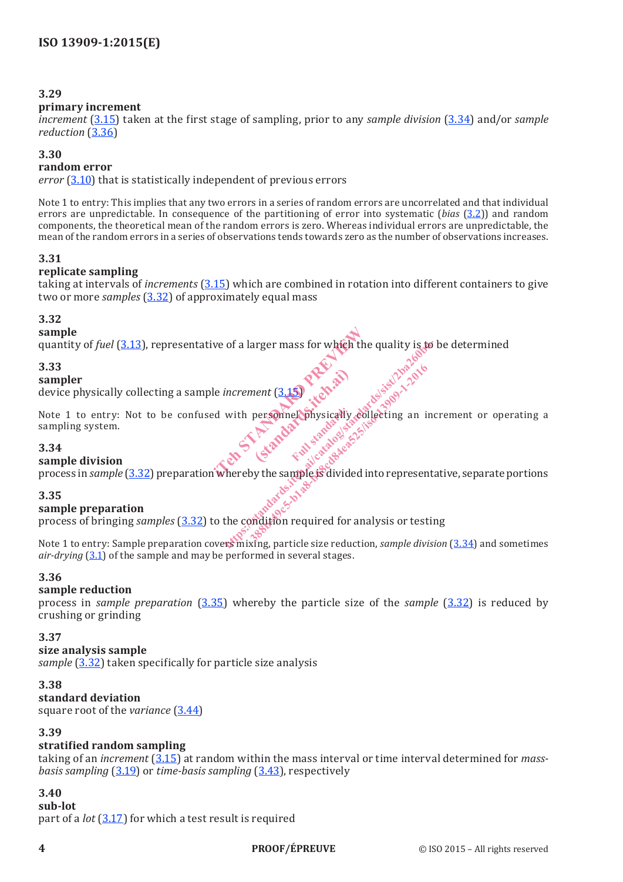### 3.29

**primary increment**

*increment* (3.15) taken at the first stage of sampling, prior to any *sample division* (3.34) and/or *sample reduction* (3.36)

### 3.30

**random error**

*error* (3.10) that is statistically independent of previous errors

Note 1 to entry: This implies that any two errors in a series of random errors are uncorrelated and that individual errors are unpredictable. In consequence of the partitioning of error into systematic (*bias* (3.2)) and random components, the theoretical mean of the random errors is zero. Whereas individual errors are unpredictable, the mean of the random errors in a series of observations tends towards zero as the number of observations increases.

### 3.31

**replicate sampling**

taking at intervals of *increments* (3.15) which are combined in rotation into different containers to give two or more *samples* (3.32) of approximately equal mass

### 3.32

**sample**

quantity of *fuel* (3.13), representative of a larger mass for which the quality is to be determined

### 3.33

**sampler**

device physically collecting a sample *increment* (3.15)

Note 1 to entry: Not to be confused with personnel physically collecting an increment or operating a sampling system.

### 3.34

**sample division**

process in *sample* (3.32) preparation whereby the sample is divided into representative, separate portions

### 3.35

**sample preparation**

process of bringing *samples* (3.32) to the condition required for analysis or testing

Note 1 to entry: Sample preparation covers mixing, particle size reduction, *sample division* (3.34) and sometimes *air-drying* (3.1) of the sample and may be performed in several stages.

### 3.36

**sample reduction**

process in *sample preparation* (3.35) whereby the particle size of the *sample* (3.32) is reduced by crushing or grinding

### 3.37

**size analysis sample**

*sample* (3.32) taken specifically for particle size analysis

### 3.38

**standard deviation**

square root of the *variance* (3.44)

### 3.39

**stratified random sampling**

taking of an *increment* (3.15) at random within the mass interval or time interval determined for *mass-basis sampling* (3.19) or *time-basis sampling* (3.43), respectively

### 3.40

**sub-lot**

part of a *lot* (3.17) for which a test result is required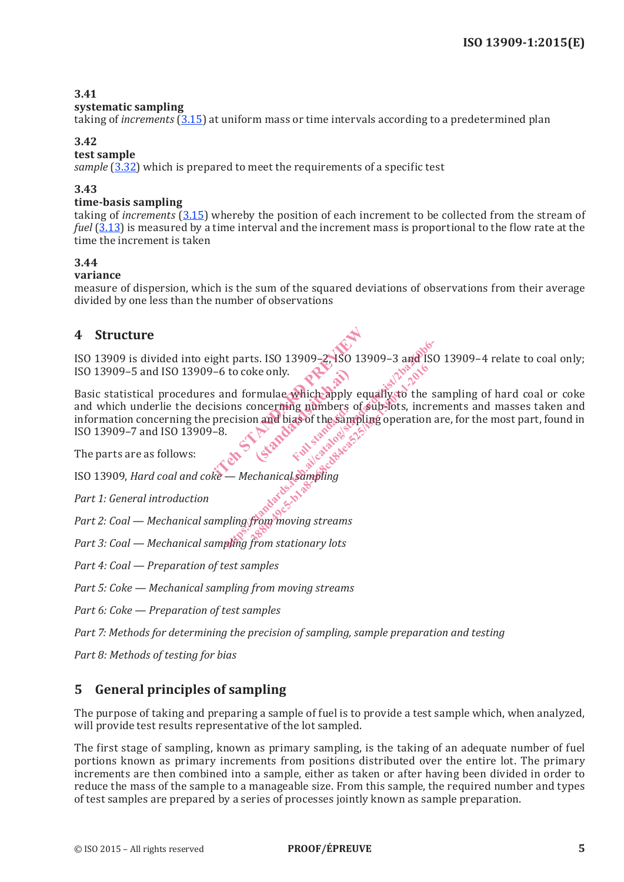**3.41**
**systematic sampling**
taking of *increments* (3.15) at uniform mass or time intervals according to a predetermined plan

**3.42**
**test sample**
*sample* (3.32) which is prepared to meet the requirements of a specific test

**3.43**
**time-basis sampling**
taking of *increments* (3.15) whereby the position of each increment to be collected from the stream of *fuel* (3.13) is measured by a time interval and the increment mass is proportional to the flow rate at the time the increment is taken

**3.44**
**variance**
measure of dispersion, which is the sum of the squared deviations of observations from their average divided by one less than the number of observations

## 4 Structure

ISO 13909 is divided into eight parts. ISO 13909–2, ISO 13909–3 and ISO 13909–4 relate to coal only; ISO 13909–5 and ISO 13909–6 to coke only.

Basic statistical procedures and formulae which apply equally to the sampling of hard coal or coke and which underlie the decisions concerning numbers of sub-lots, increments and masses taken and information concerning the precision and bias of the sampling operation are, for the most part, found in ISO 13909–7 and ISO 13909–8.

The parts are as follows:

ISO 13909, *Hard coal and coke — Mechanical sampling*

*Part 1: General introduction*

*Part 2: Coal — Mechanical sampling from moving streams*

*Part 3: Coal — Mechanical sampling from stationary lots*

*Part 4: Coal — Preparation of test samples*

*Part 5: Coke — Mechanical sampling from moving streams*

*Part 6: Coke — Preparation of test samples*

*Part 7: Methods for determining the precision of sampling, sample preparation and testing*

*Part 8: Methods of testing for bias*

## 5 General principles of sampling

The purpose of taking and preparing a sample of fuel is to provide a test sample which, when analyzed, will provide test results representative of the lot sampled.

The first stage of sampling, known as primary sampling, is the taking of an adequate number of fuel portions known as primary increments from positions distributed over the entire lot. The primary increments are then combined into a sample, either as taken or after having been divided in order to reduce the mass of the sample to a manageable size. From this sample, the required number and types of test samples are prepared by a series of processes jointly known as sample preparation.